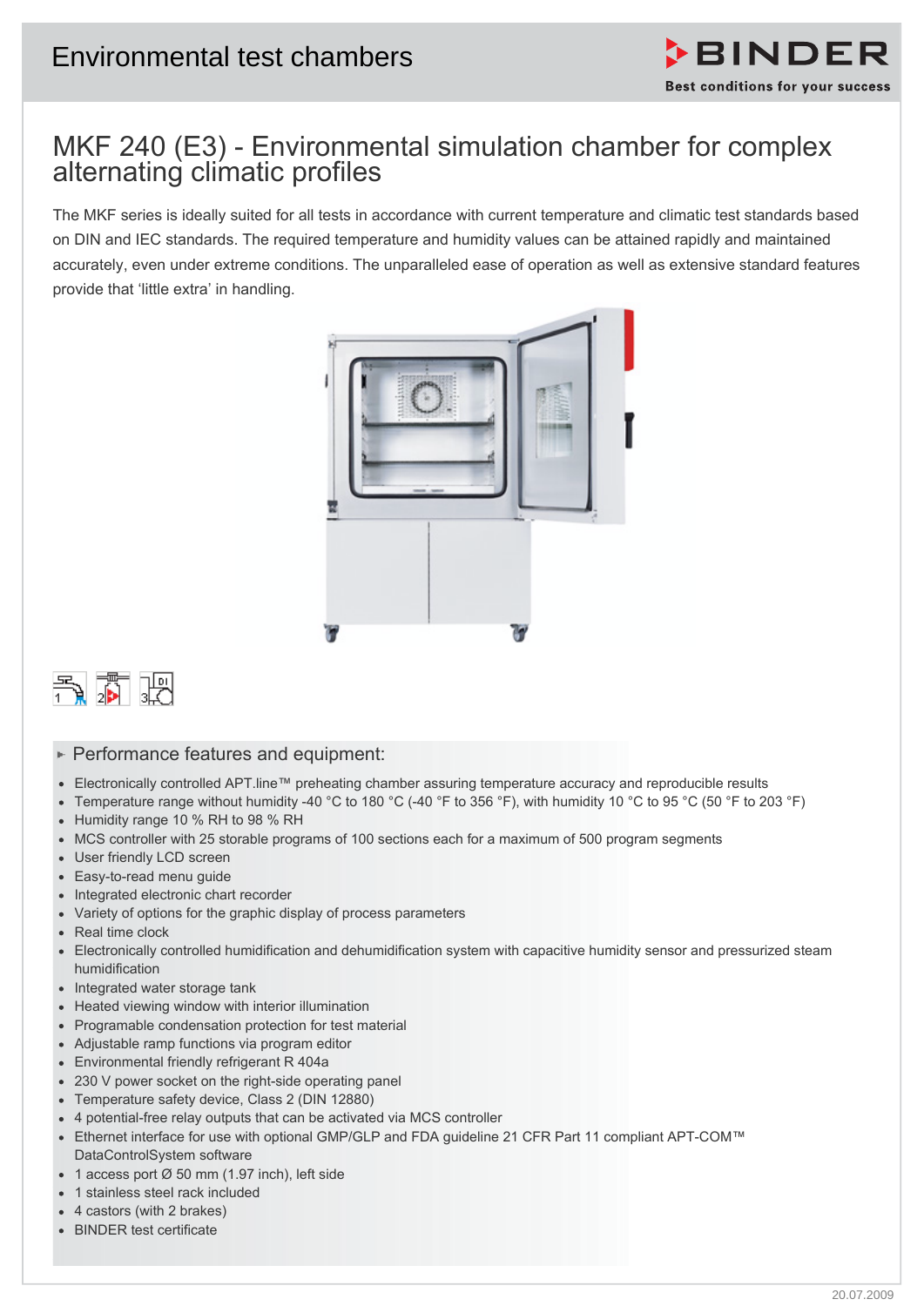# Environmental test chambers

## MKF 240 (E3) - Environmental simulation chamber for complex alternating climatic profiles

The MKF series is ideally suited for all tests in accordance with current temperature and climatic test standards based on DIN and IEC standards. The required temperature and humidity values can be attained rapidly and maintained accurately, even under extreme conditions. The unparalleled ease of operation as well as extensive standard features provide that 'little extra' in handling.

### Performance features and equipment:

- Electronically controlled APT.line™ preheating chamber assuring temperature accuracy and reproducible results
- Temperature range without humidity -40 °C to 180 °C (-40 °F to 356 °F), with humidity 10 °C to 95 °C (50 °F to 203 °F)
- Humidity range 10 % RH to 98 % RH
- MCS controller with 25 storable programs of 100 sections each for a maximum of 500 program segments
- User friendly LCD screen
- Easy-to-read menu guide
- Integrated electronic chart recorder
- Variety of options for the graphic display of process parameters
- Real time clock
- Electronically controlled humidification and dehumidification system with capacitive humidity sensor and pressurized steam humidification
- Integrated water storage tank
- Heated viewing window with interior illumination
- Programable condensation protection for test material
- Adjustable ramp functions via program editor
- Environmental friendly refrigerant R 404a
- 230 V power socket on the right-side operating panel
- Temperature safety device, Class 2 (DIN 12880)
- 4 potential-free relay outputs that can be activated via MCS controller
- Ethernet interface for use with optional GMP/GLP and FDA guideline 21 CFR Part 11 compliant APT-COM™ DataControlSystem software
- 1 access port Ø 50 mm (1.97 inch), left side
- 1 stainless steel rack included
- 4 castors (with 2 brakes)
- BINDER test certificate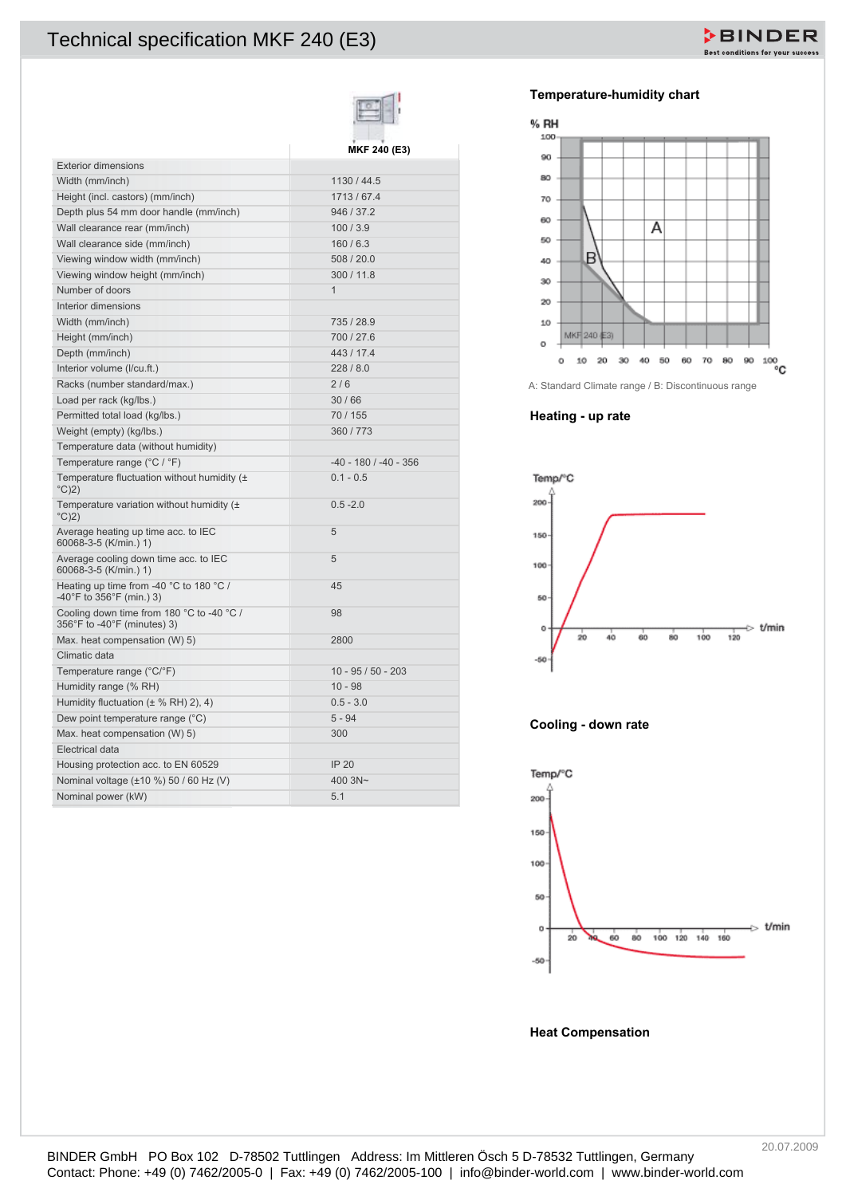# Technical specification MKF 240 (E3)

| | MKF 240 (E3) |
|---|---|
| Exterior dimensions | |
| Width (mm/inch) | 1130 / 44.5 |
| Height (incl. castors) (mm/inch) | 1713 / 67.4 |
| Depth plus 54 mm door handle (mm/inch) | 946 / 37.2 |
| Wall clearance rear (mm/inch) | 100 / 3.9 |
| Wall clearance side (mm/inch) | 160 / 6.3 |
| Viewing window width (mm/inch) | 508 / 20.0 |
| Viewing window height (mm/inch) | 300 / 11.8 |
| Number of doors | 1 |
| Interior dimensions | |
| Width (mm/inch) | 735 / 28.9 |
| Height (mm/inch) | 700 / 27.6 |
| Depth (mm/inch) | 443 / 17.4 |
| Interior volume (l/cu.ft.) | 228 / 8.0 |
| Racks (number standard/max.) | 2 / 6 |
| Load per rack (kg/lbs.) | 30 / 66 |
| Permitted total load (kg/lbs.) | 70 / 155 |
| Weight (empty) (kg/lbs.) | 360 / 773 |
| Temperature data (without humidity) | |
| Temperature range (°C / °F) | -40 - 180 / -40 - 356 |
| Temperature fluctuation without humidity (± °C)2) | 0.1 - 0.5 |
| Temperature variation without humidity (± °C)2) | 0.5 -2.0 |
| Average heating up time acc. to IEC 60068-3-5 (K/min.) 1) | 5 |
| Average cooling down time acc. to IEC 60068-3-5 (K/min.) 1) | 5 |
| Heating up time from -40 °C to 180 °C / -40°F to 356°F (min.) 3) | 45 |
| Cooling down time from 180 °C to -40 °C / 356°F to -40°F (minutes) 3) | 98 |
| Max. heat compensation (W) 5) | 2800 |
| Climatic data | |
| Temperature range (°C/°F) | 10 - 95 / 50 - 203 |
| Humidity range (% RH) | 10 - 98 |
| Humidity fluctuation (± % RH) 2), 4) | 0.5 - 3.0 |
| Dew point temperature range (°C) | 5 - 94 |
| Max. heat compensation (W) 5) | 300 |
| Electrical data | |
| Housing protection acc. to EN 60529 | IP 20 |
| Nominal voltage (±10 %) 50 / 60 Hz (V) | 400 3N~ |
| Nominal power (kW) | 5.1 |

## Temperature-humidity chart

A: Standard Climate range / B: Discontinuous range

## Heating - up rate

## Cooling - down rate

## Heat Compensation

20.07.2009

BINDER GmbH PO Box 102 D-78502 Tuttlingen Address: Im Mittleren Ösch 5 D-78532 Tuttlingen, Germany
Contact: Phone: +49 (0) 7462/2005-0 | Fax: +49 (0) 7462/2005-100 | info@binder-world.com | www.binder-world.com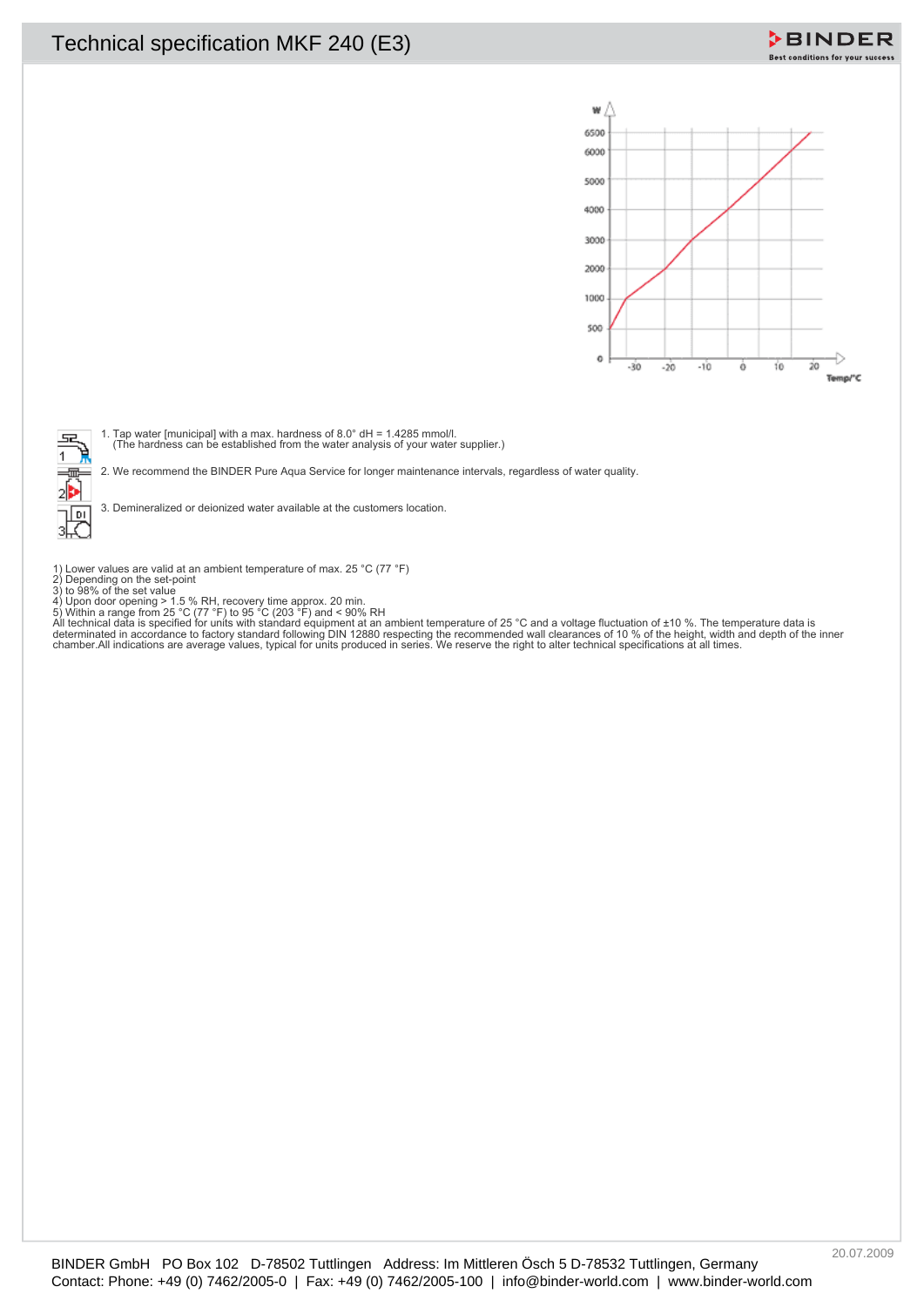# Technical specification MKF 240 (E3)

1. Tap water [municipal] with a max. hardness of 8.0° dH = 1.4285 mmol/l.
   (The hardness can be established from the water analysis of your water supplier.)

2. We recommend the BINDER Pure Aqua Service for longer maintenance intervals, regardless of water quality.

3. Demineralized or deionized water available at the customers location.

1) Lower values are valid at an ambient temperature of max. 25 °C (77 °F)
2) Depending on the set-point
3) to 98% of the set value
4) Upon door opening > 1.5 % RH, recovery time approx. 20 min.
5) Within a range from 25 °C (77 °F) to 95 °C (203 °F) and < 90% RH
All technical data is specified for units with standard equipment at an ambient temperature of 25 °C and a voltage fluctuation of ±10 %. The temperature data is determinated in accordance to factory standard following DIN 12880 respecting the recommended wall clearances of 10 % of the height, width and depth of the inner chamber.All indications are average values, typical for units produced in series. We reserve the right to alter technical specifications at all times.

20.07.2009

BINDER GmbH PO Box 102 D-78502 Tuttlingen Address: Im Mittleren Ösch 5 D-78532 Tuttlingen, Germany
Contact: Phone: +49 (0) 7462/2005-0 | Fax: +49 (0) 7462/2005-100 | info@binder-world.com | www.binder-world.com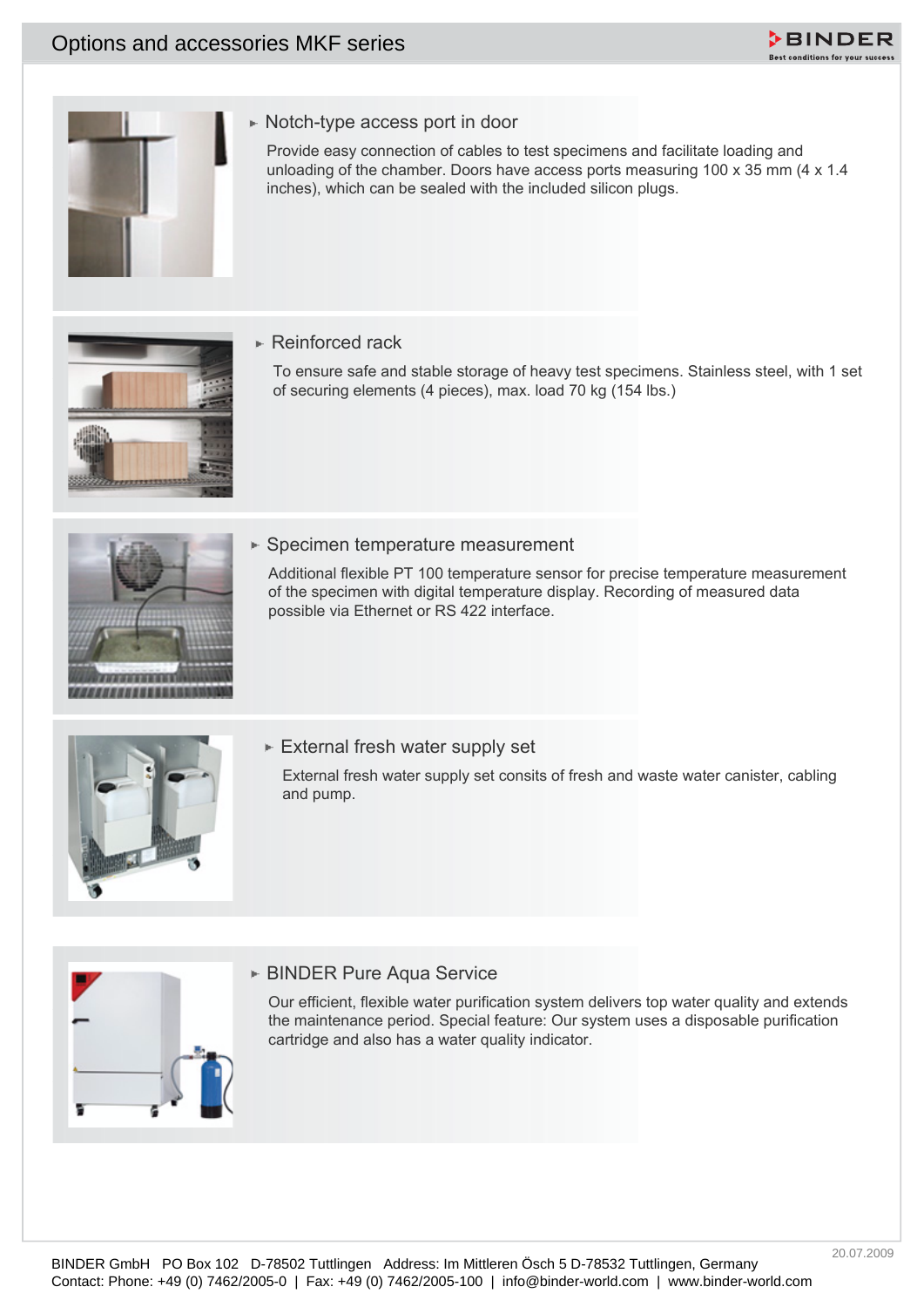# Options and accessories MKF series

## Notch-type access port in door

Provide easy connection of cables to test specimens and facilitate loading and unloading of the chamber. Doors have access ports measuring 100 x 35 mm (4 x 1.4 inches), which can be sealed with the included silicon plugs.

## Reinforced rack

To ensure safe and stable storage of heavy test specimens. Stainless steel, with 1 set of securing elements (4 pieces), max. load 70 kg (154 lbs.)

## Specimen temperature measurement

Additional flexible PT 100 temperature sensor for precise temperature measurement of the specimen with digital temperature display. Recording of measured data possible via Ethernet or RS 422 interface.

## External fresh water supply set

External fresh water supply set consits of fresh and waste water canister, cabling and pump.

## BINDER Pure Aqua Service

Our efficient, flexible water purification system delivers top water quality and extends the maintenance period. Special feature: Our system uses a disposable purification cartridge and also has a water quality indicator.

20.07.2009

BINDER GmbH PO Box 102 D-78502 Tuttlingen Address: Im Mittleren Ösch 5 D-78532 Tuttlingen, Germany
Contact: Phone: +49 (0) 7462/2005-0 | Fax: +49 (0) 7462/2005-100 | info@binder-world.com | www.binder-world.com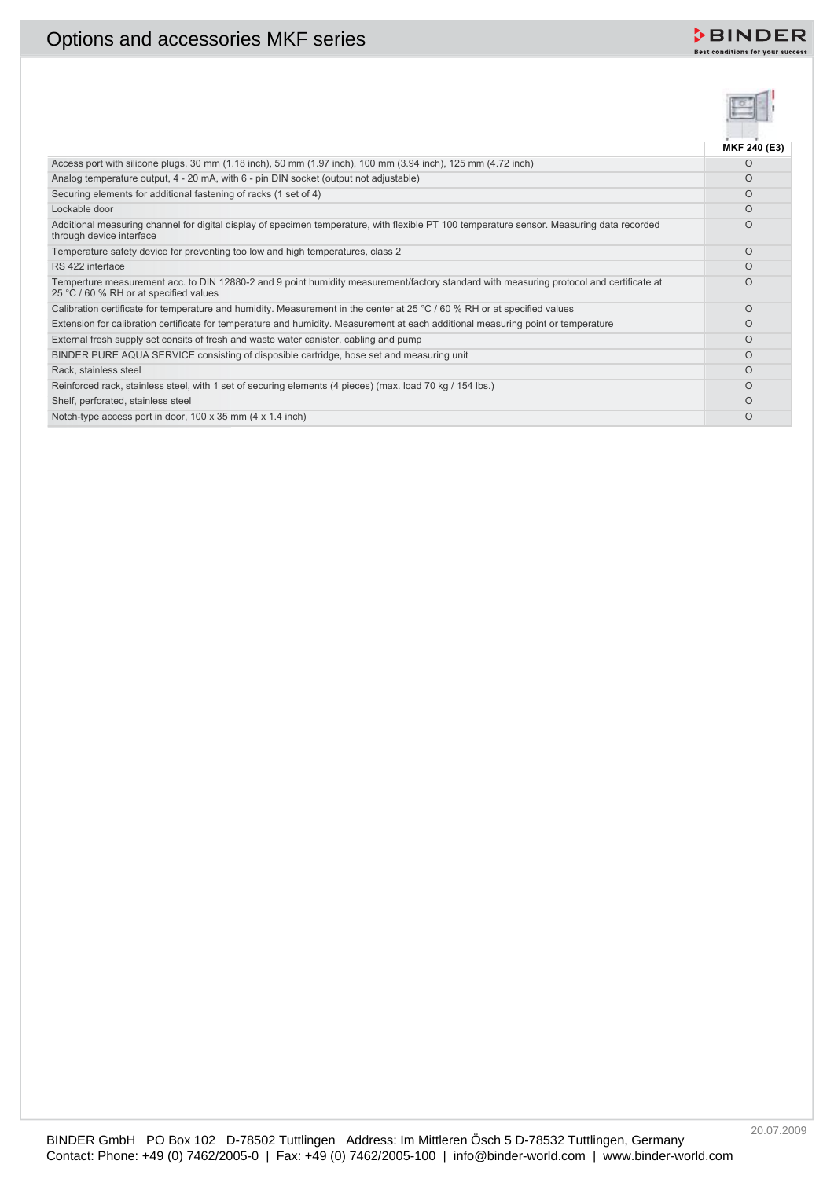# Options and accessories MKF series

| | MKF 240 (E3) |
|---|---|
| Access port with silicone plugs, 30 mm (1.18 inch), 50 mm (1.97 inch), 100 mm (3.94 inch), 125 mm (4.72 inch) | O |
| Analog temperature output, 4 - 20 mA, with 6 - pin DIN socket (output not adjustable) | O |
| Securing elements for additional fastening of racks (1 set of 4) | O |
| Lockable door | O |
| Additional measuring channel for digital display of specimen temperature, with flexible PT 100 temperature sensor. Measuring data recorded through device interface | O |
| Temperature safety device for preventing too low and high temperatures, class 2 | O |
| RS 422 interface | O |
| Temperture measurement acc. to DIN 12880-2 and 9 point humidity measurement/factory standard with measuring protocol and certificate at 25 °C / 60 % RH or at specified values | O |
| Calibration certificate for temperature and humidity. Measurement in the center at 25 °C / 60 % RH or at specified values | O |
| Extension for calibration certificate for temperature and humidity. Measurement at each additional measuring point or temperature | O |
| External fresh supply set consits of fresh and waste water canister, cabling and pump | O |
| BINDER PURE AQUA SERVICE consisting of disposible cartridge, hose set and measuring unit | O |
| Rack, stainless steel | O |
| Reinforced rack, stainless steel, with 1 set of securing elements (4 pieces) (max. load 70 kg / 154 lbs.) | O |
| Shelf, perforated, stainless steel | O |
| Notch-type access port in door, 100 x 35 mm (4 x 1.4 inch) | O |

BINDER GmbH PO Box 102 D-78502 Tuttlingen Address: Im Mittleren Ösch 5 D-78532 Tuttlingen, Germany
Contact: Phone: +49 (0) 7462/2005-0 | Fax: +49 (0) 7462/2005-100 | info@binder-world.com | www.binder-world.com

20.07.2009